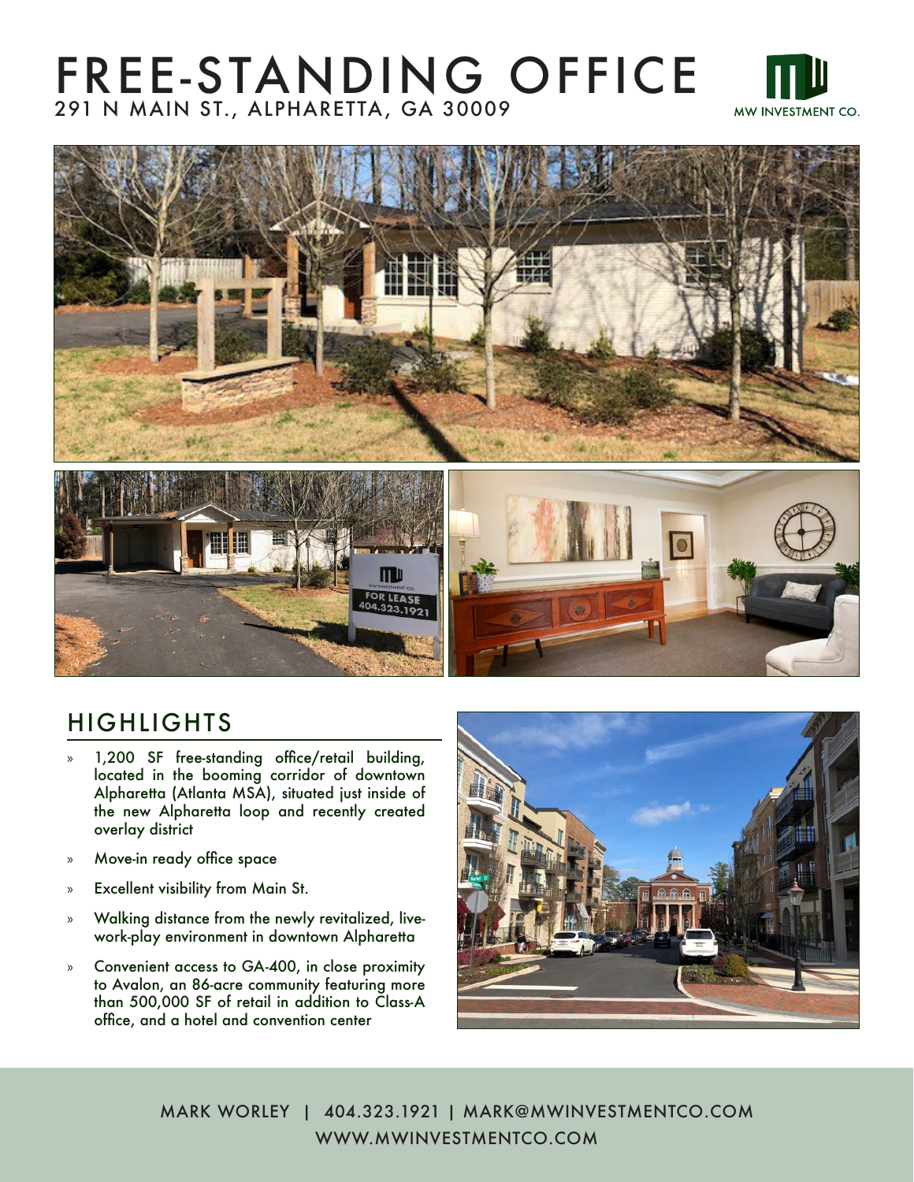# FREE-STANDING OFFICE

291 N MAIN ST., ALPHARETTA, GA 30009

MW INVESTMENT CO.

## HIGHLIGHTS

- 1,200 SF free-standing office/retail building, located in the booming corridor of downtown Alpharetta (Atlanta MSA), situated just inside of the new Alpharetta loop and recently created overlay district
- Move-in ready office space
- Excellent visibility from Main St.
- Walking distance from the newly revitalized, live-work-play environment in downtown Alpharetta
- Convenient access to GA-400, in close proximity to Avalon, an 86-acre community featuring more than 500,000 SF of retail in addition to Class-A office, and a hotel and convention center

MARK WORLEY | 404.323.1921 | MARK@MWINVESTMENTCO.COM
WWW.MWINVESTMENTCO.COM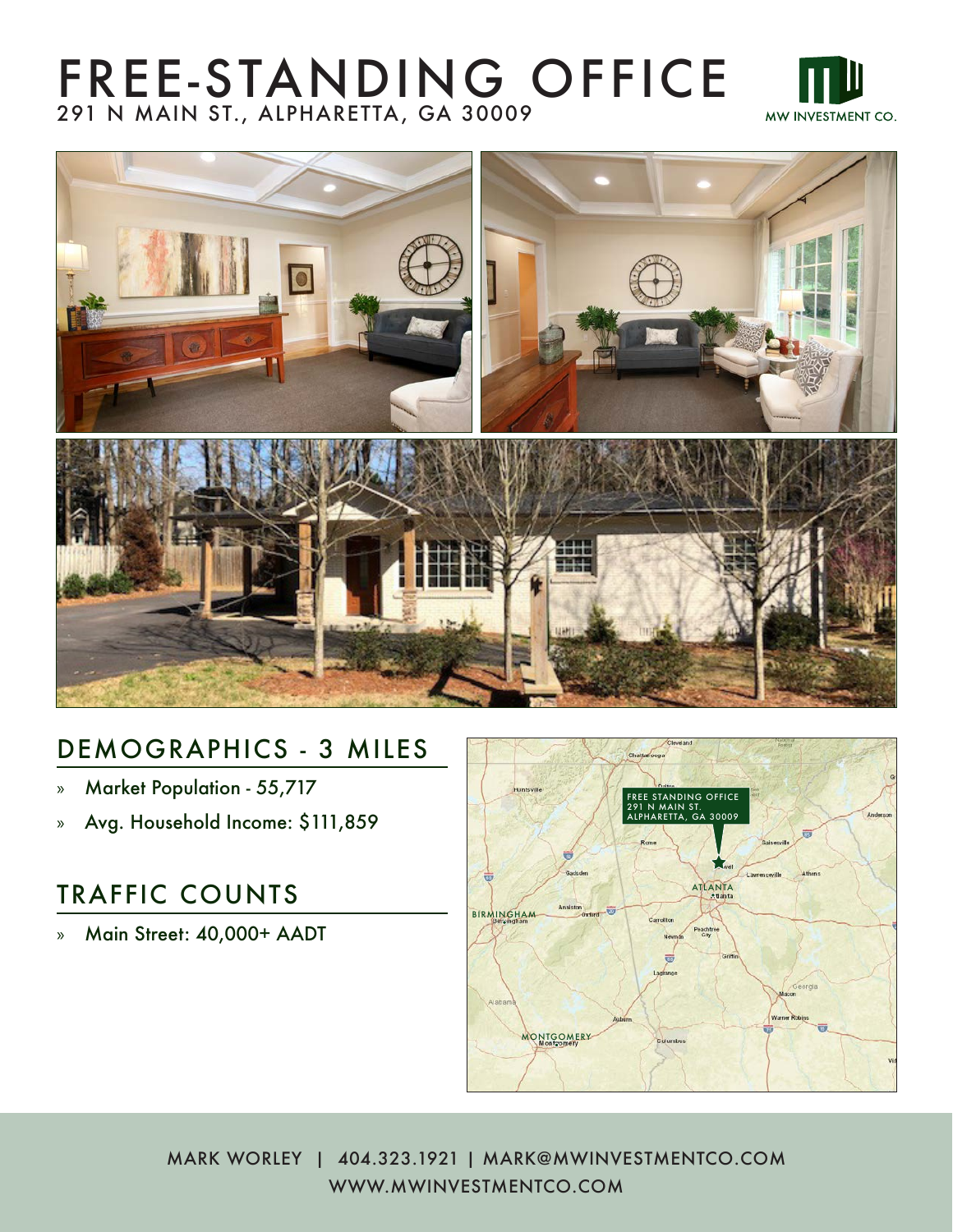# FREE-STANDING OFFICE

291 N MAIN ST., ALPHARETTA, GA 30009

MW INVESTMENT CO.

## DEMOGRAPHICS - 3 MILES

- Market Population - 55,717
- Avg. Household Income: $111,859

## TRAFFIC COUNTS

- Main Street: 40,000+ AADT

FREE STANDING OFFICE
291 N MAIN ST.
ALPHARETTA, GA 30009

MARK WORLEY | 404.323.1921 | MARK@MWINVESTMENTCO.COM
WWW.MWINVESTMENTCO.COM